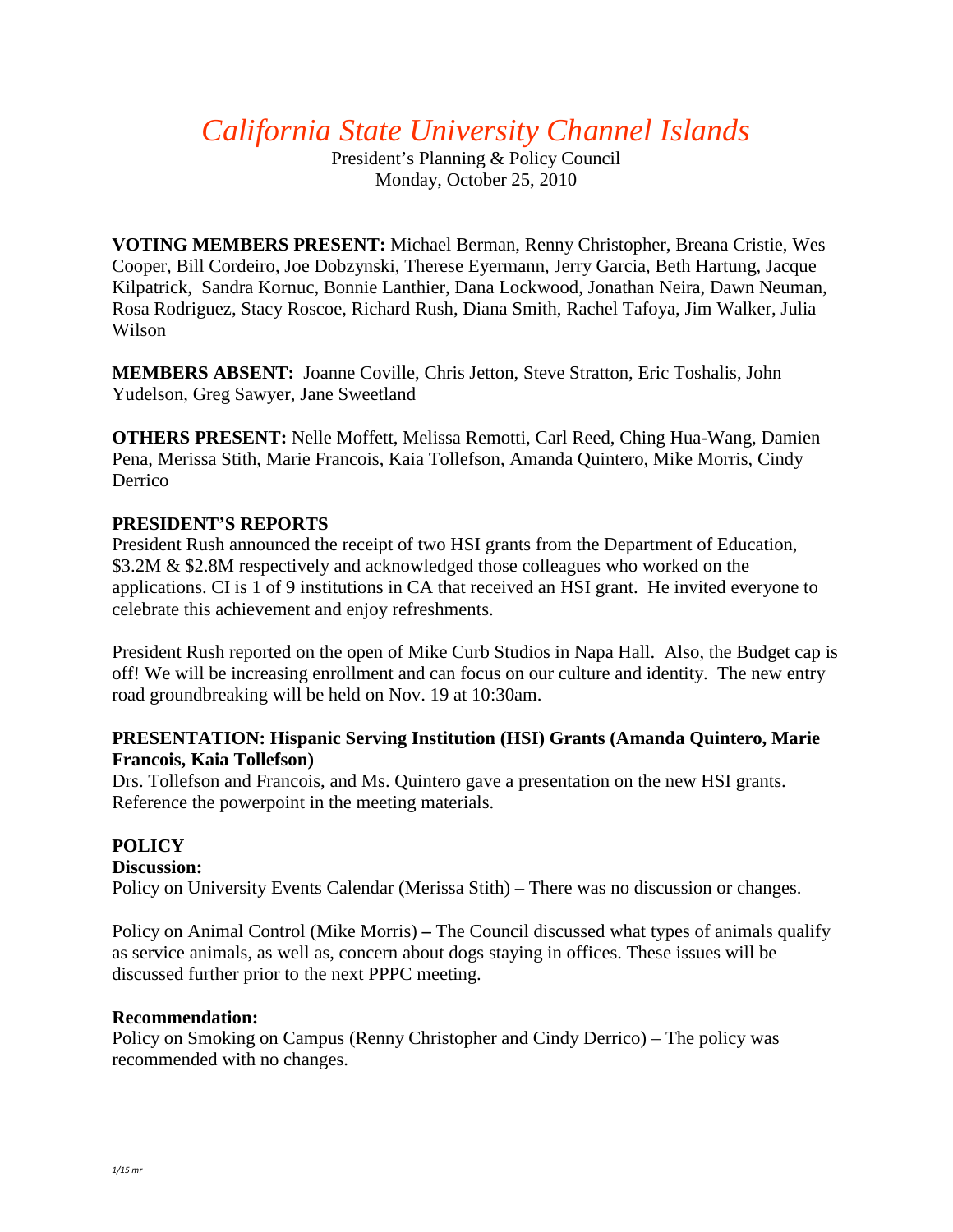# *California State University Channel Islands*

President's Planning & Policy Council
Monday, October 25, 2010

**VOTING MEMBERS PRESENT:** Michael Berman, Renny Christopher, Breana Cristie, Wes Cooper, Bill Cordeiro, Joe Dobzynski, Therese Eyermann, Jerry Garcia, Beth Hartung, Jacque Kilpatrick, Sandra Kornuc, Bonnie Lanthier, Dana Lockwood, Jonathan Neira, Dawn Neuman, Rosa Rodriguez, Stacy Roscoe, Richard Rush, Diana Smith, Rachel Tafoya, Jim Walker, Julia Wilson

**MEMBERS ABSENT:** Joanne Coville, Chris Jetton, Steve Stratton, Eric Toshalis, John Yudelson, Greg Sawyer, Jane Sweetland

**OTHERS PRESENT:** Nelle Moffett, Melissa Remotti, Carl Reed, Ching Hua-Wang, Damien Pena, Merissa Stith, Marie Francois, Kaia Tollefson, Amanda Quintero, Mike Morris, Cindy Derrico

**PRESIDENT'S REPORTS**

President Rush announced the receipt of two HSI grants from the Department of Education, $3.2M & $2.8M respectively and acknowledged those colleagues who worked on the applications. CI is 1 of 9 institutions in CA that received an HSI grant. He invited everyone to celebrate this achievement and enjoy refreshments.

President Rush reported on the open of Mike Curb Studios in Napa Hall. Also, the Budget cap is off! We will be increasing enrollment and can focus on our culture and identity. The new entry road groundbreaking will be held on Nov. 19 at 10:30am.

**PRESENTATION: Hispanic Serving Institution (HSI) Grants (Amanda Quintero, Marie Francois, Kaia Tollefson)**

Drs. Tollefson and Francois, and Ms. Quintero gave a presentation on the new HSI grants. Reference the powerpoint in the meeting materials.

**POLICY**

**Discussion:**

Policy on University Events Calendar (Merissa Stith) – There was no discussion or changes.

Policy on Animal Control (Mike Morris) **–** The Council discussed what types of animals qualify as service animals, as well as, concern about dogs staying in offices. These issues will be discussed further prior to the next PPPC meeting.

**Recommendation:**

Policy on Smoking on Campus (Renny Christopher and Cindy Derrico) – The policy was recommended with no changes.

*1/15 mr*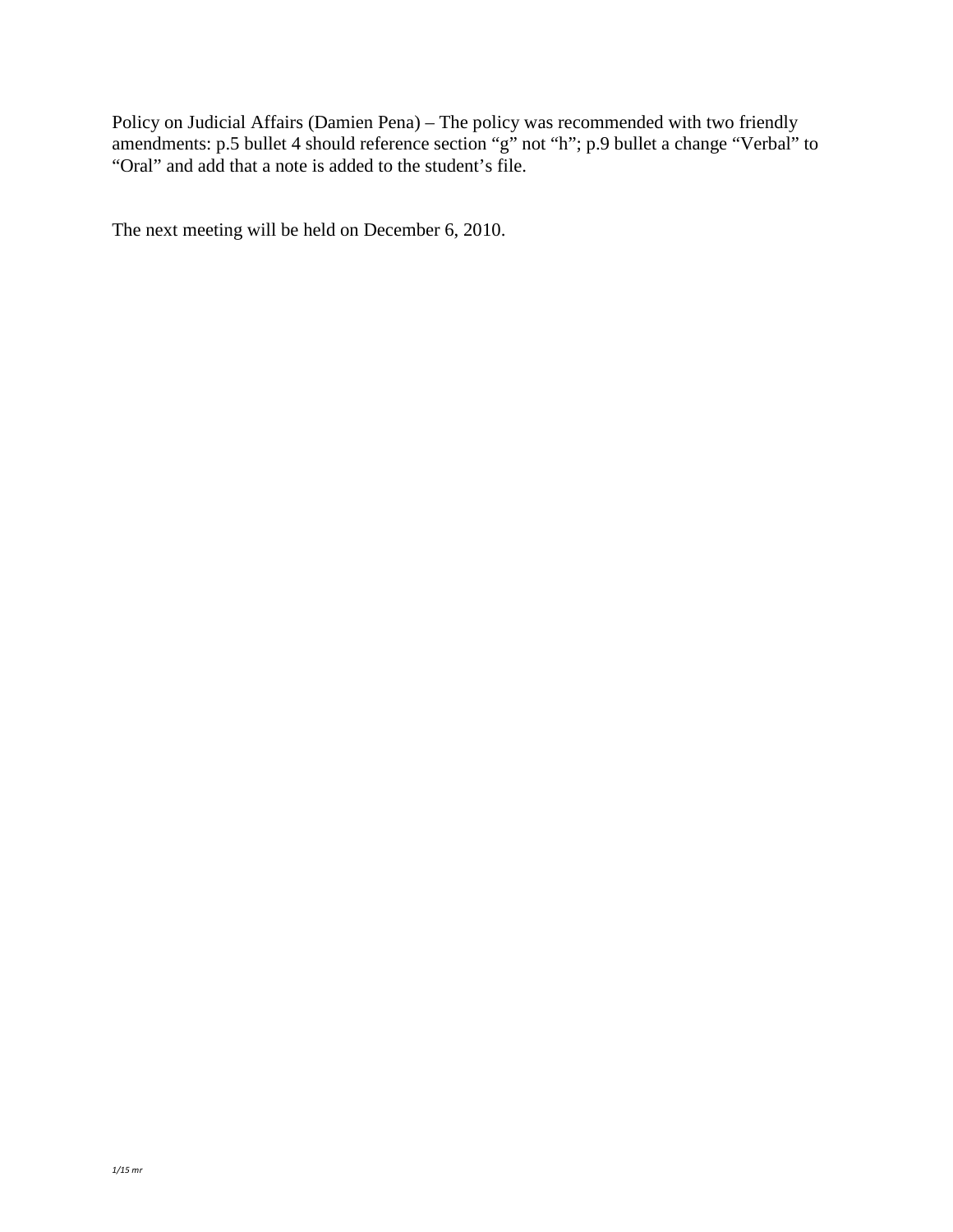Policy on Judicial Affairs (Damien Pena) – The policy was recommended with two friendly amendments: p.5 bullet 4 should reference section "g" not "h"; p.9 bullet a change "Verbal" to "Oral" and add that a note is added to the student's file.

The next meeting will be held on December 6, 2010.